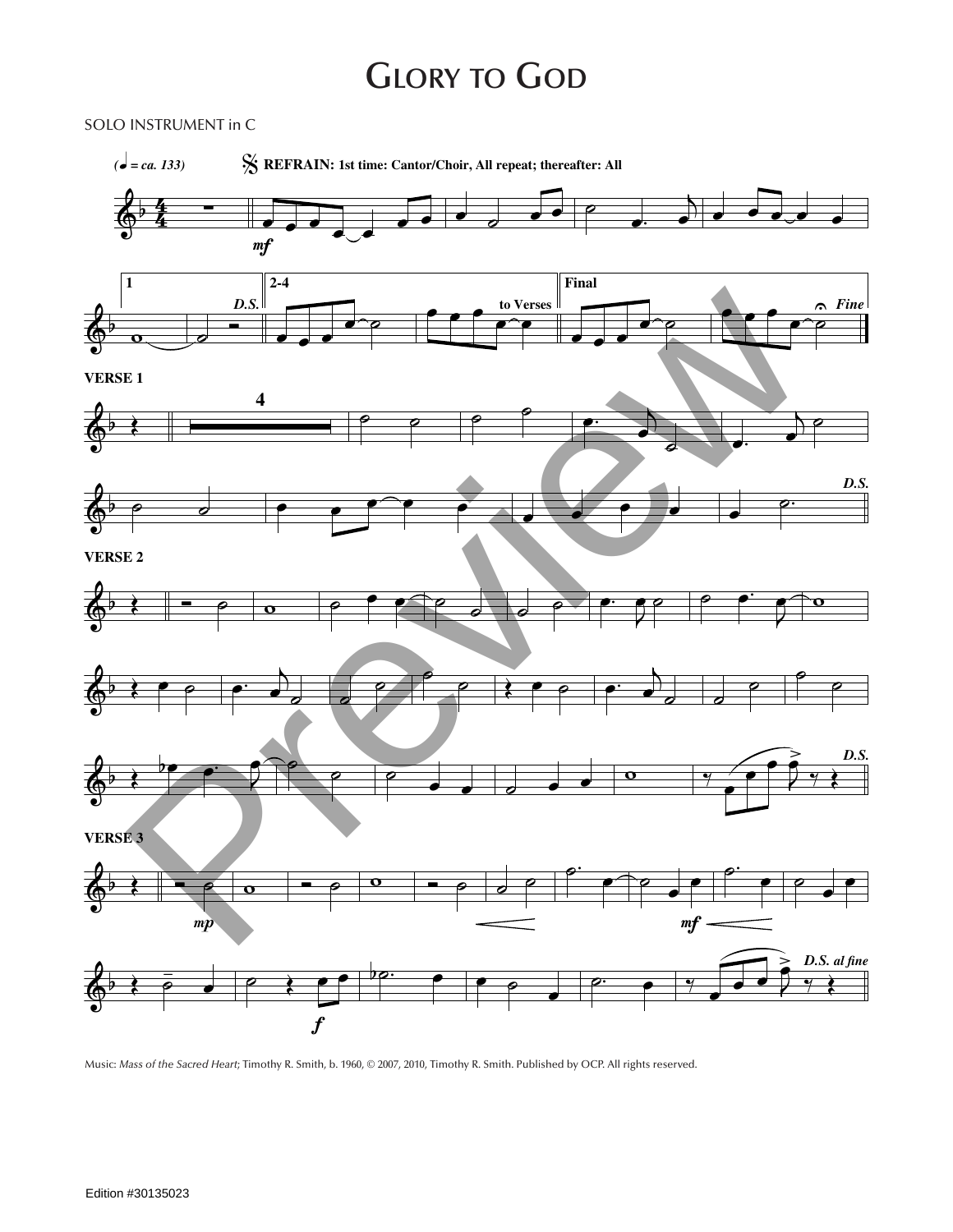# Glory to God

SOLO INSTRUMENT in C

(♩ = ca. 133)

REFRAIN: 1st time: Cantor/Choir, All repeat; thereafter: All

*mf*

1 — D.S. — 2-4 — to Verses — Final — Fine

VERSE 1

4

D.S.

VERSE 2

D.S.

VERSE 3

*mp* *mf* *f*

D.S. al fine

Music: *Mass of the Sacred Heart*; Timothy R. Smith, b. 1960, © 2007, 2010, Timothy R. Smith. Published by OCP. All rights reserved.

Edition #30135023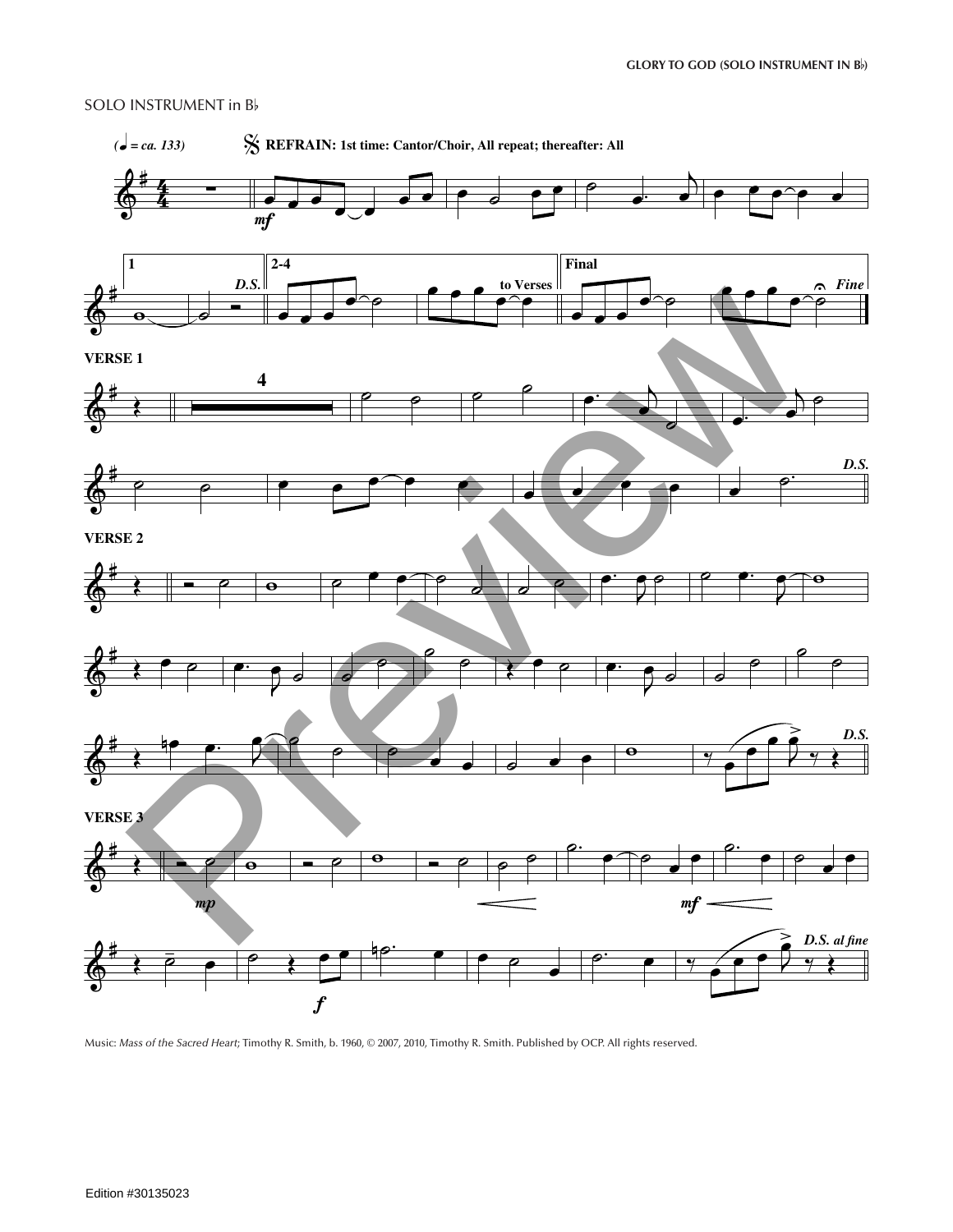SOLO INSTRUMENT in B♭

(♩ = ca. 133) 𝄋 REFRAIN: 1st time: Cantor/Choir, All repeat; thereafter: All

1 D.S. | 2-4 to Verses | Final Fine

VERSE 1

D.S.

VERSE 2

D.S.

VERSE 3

D.S. al fine

Music: *Mass of the Sacred Heart*; Timothy R. Smith, b. 1960, © 2007, 2010, Timothy R. Smith. Published by OCP. All rights reserved.

Edition #30135023